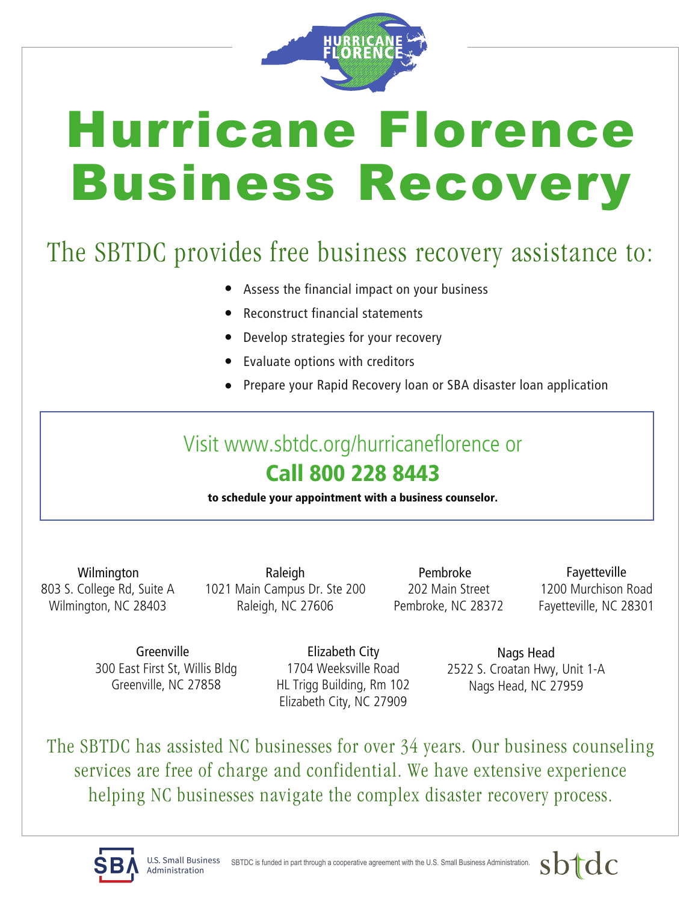# Hurricane Florence Business Recovery

## The SBTDC provides free business recovery assistance to:

- Assess the financial impact on your business
- Reconstruct financial statements
- Develop strategies for your recovery
- Evaluate options with creditors
- Prepare your Rapid Recovery loan or SBA disaster loan application

Visit www.sbtdc.org/hurricaneflorence or

**Call 800 228 8443**

**to schedule your appointment with a business counselor.**

Wilmington
803 S. College Rd, Suite A
Wilmington, NC 28403

Raleigh
1021 Main Campus Dr. Ste 200
Raleigh, NC 27606

Pembroke
202 Main Street
Pembroke, NC 28372

Fayetteville
1200 Murchison Road
Fayetteville, NC 28301

Greenville
300 East First St, Willis Bldg
Greenville, NC 27858

Elizabeth City
1704 Weeksville Road
HL Trigg Building, Rm 102
Elizabeth City, NC 27909

Nags Head
2522 S. Croatan Hwy, Unit 1-A
Nags Head, NC 27959

The SBTDC has assisted NC businesses for over 34 years. Our business counseling services are free of charge and confidential. We have extensive experience helping NC businesses navigate the complex disaster recovery process.

SBA U.S. Small Business Administration

SBTDC is funded in part through a cooperative agreement with the U.S. Small Business Administration.

sbtdc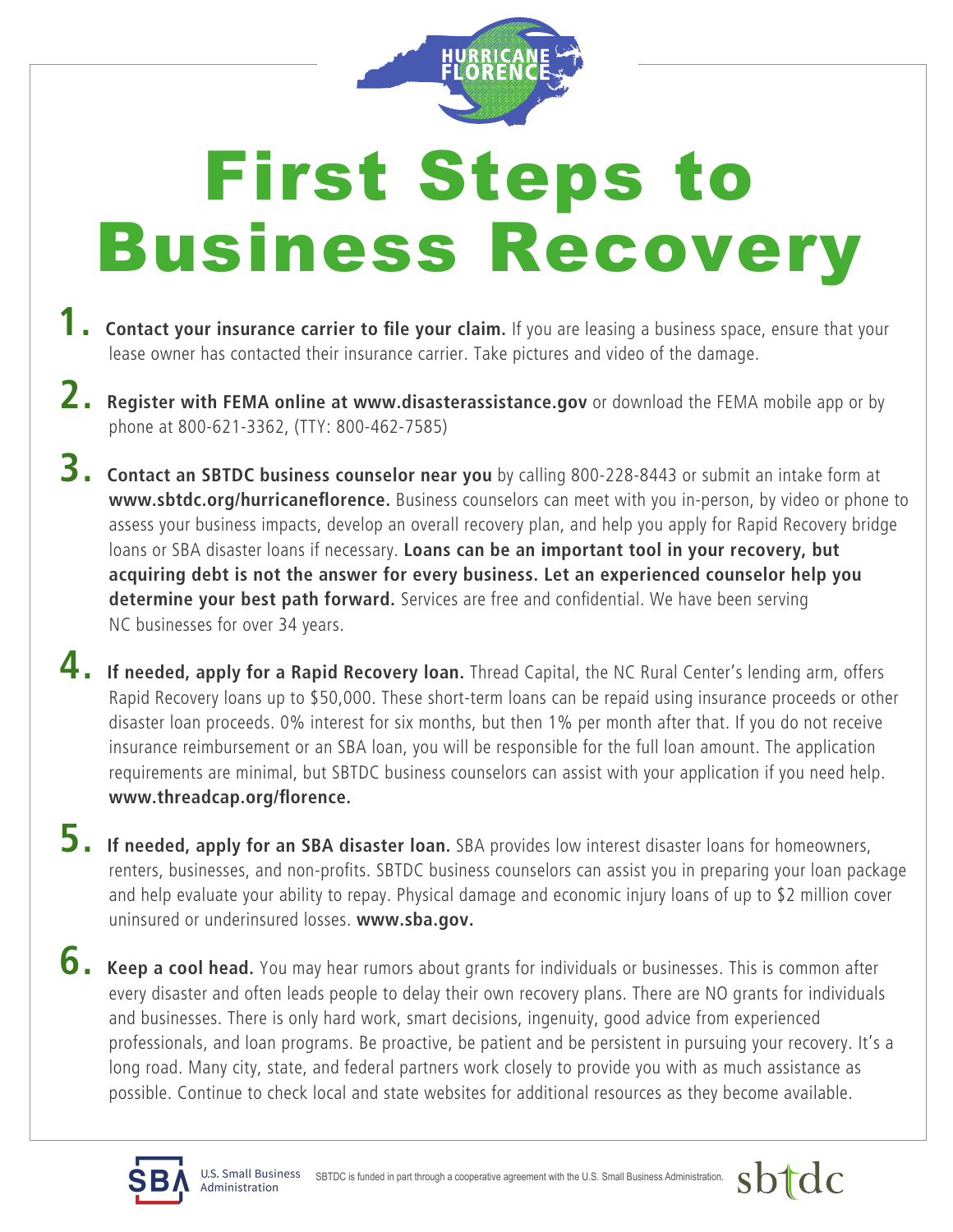HURRICANE FLORENCE

# First Steps to Business Recovery

1. **Contact your insurance carrier to file your claim.** If you are leasing a business space, ensure that your lease owner has contacted their insurance carrier. Take pictures and video of the damage.

2. **Register with FEMA online at www.disasterassistance.gov** or download the FEMA mobile app or by phone at 800-621-3362, (TTY: 800-462-7585)

3. **Contact an SBTDC business counselor near you** by calling 800-228-8443 or submit an intake form at **www.sbtdc.org/hurricaneflorence.** Business counselors can meet with you in-person, by video or phone to assess your business impacts, develop an overall recovery plan, and help you apply for Rapid Recovery bridge loans or SBA disaster loans if necessary. **Loans can be an important tool in your recovery, but acquiring debt is not the answer for every business. Let an experienced counselor help you determine your best path forward.** Services are free and confidential. We have been serving NC businesses for over 34 years.

4. **If needed, apply for a Rapid Recovery loan.** Thread Capital, the NC Rural Center's lending arm, offers Rapid Recovery loans up to $50,000. These short-term loans can be repaid using insurance proceeds or other disaster loan proceeds. 0% interest for six months, but then 1% per month after that. If you do not receive insurance reimbursement or an SBA loan, you will be responsible for the full loan amount. The application requirements are minimal, but SBTDC business counselors can assist with your application if you need help. **www.threadcap.org/florence.**

5. **If needed, apply for an SBA disaster loan.** SBA provides low interest disaster loans for homeowners, renters, businesses, and non-profits. SBTDC business counselors can assist you in preparing your loan package and help evaluate your ability to repay. Physical damage and economic injury loans of up to $2 million cover uninsured or underinsured losses. **www.sba.gov.**

6. **Keep a cool head.** You may hear rumors about grants for individuals or businesses. This is common after every disaster and often leads people to delay their own recovery plans. There are NO grants for individuals and businesses. There is only hard work, smart decisions, ingenuity, good advice from experienced professionals, and loan programs. Be proactive, be patient and be persistent in pursuing your recovery. It's a long road. Many city, state, and federal partners work closely to provide you with as much assistance as possible. Continue to check local and state websites for additional resources as they become available.

SBA U.S. Small Business Administration

SBTDC is funded in part through a cooperative agreement with the U.S. Small Business Administration.

sbtdc